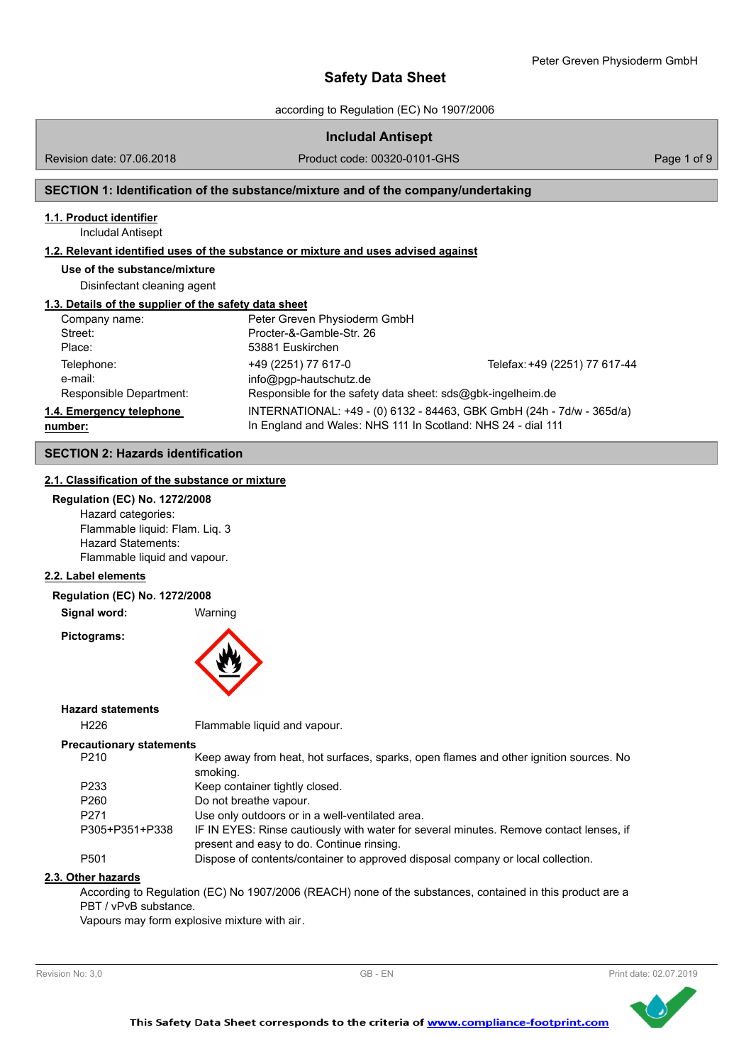# Safety Data Sheet

according to Regulation (EC) No 1907/2006

**Includal Antisept**

Revision date: 07.06.2018 | Product code: 00320-0101-GHS

## SECTION 1: Identification of the substance/mixture and of the company/undertaking

### 1.1. Product identifier

Includal Antisept

### 1.2. Relevant identified uses of the substance or mixture and uses advised against

**Use of the substance/mixture**

Disinfectant cleaning agent

### 1.3. Details of the supplier of the safety data sheet

| | | |
|---|---|---|
| Company name: | Peter Greven Physioderm GmbH | |
| Street: | Procter-&-Gamble-Str. 26 | |
| Place: | 53881 Euskirchen | |
| Telephone: | +49 (2251) 77 617-0 | Telefax: +49 (2251) 77 617-44 |
| e-mail: | info@pgp-hautschutz.de | |
| Responsible Department: | Responsible for the safety data sheet: sds@gbk-ingelheim.de | |

### 1.4. Emergency telephone number:

INTERNATIONAL: +49 - (0) 6132 - 84463, GBK GmbH (24h - 7d/w - 365d/a)
In England and Wales: NHS 111 In Scotland: NHS 24 - dial 111

## SECTION 2: Hazards identification

### 2.1. Classification of the substance or mixture

**Regulation (EC) No. 1272/2008**

Hazard categories:
Flammable liquid: Flam. Liq. 3
Hazard Statements:
Flammable liquid and vapour.

### 2.2. Label elements

**Regulation (EC) No. 1272/2008**

**Signal word:** Warning

**Pictograms:**

**Hazard statements**

| | |
|---|---|
| H226 | Flammable liquid and vapour. |

**Precautionary statements**

| | |
|---|---|
| P210 | Keep away from heat, hot surfaces, sparks, open flames and other ignition sources. No smoking. |
| P233 | Keep container tightly closed. |
| P260 | Do not breathe vapour. |
| P271 | Use only outdoors or in a well-ventilated area. |
| P305+P351+P338 | IF IN EYES: Rinse cautiously with water for several minutes. Remove contact lenses, if present and easy to do. Continue rinsing. |
| P501 | Dispose of contents/container to approved disposal company or local collection. |

### 2.3. Other hazards

According to Regulation (EC) No 1907/2006 (REACH) none of the substances, contained in this product are a PBT / vPvB substance.
Vapours may form explosive mixture with air.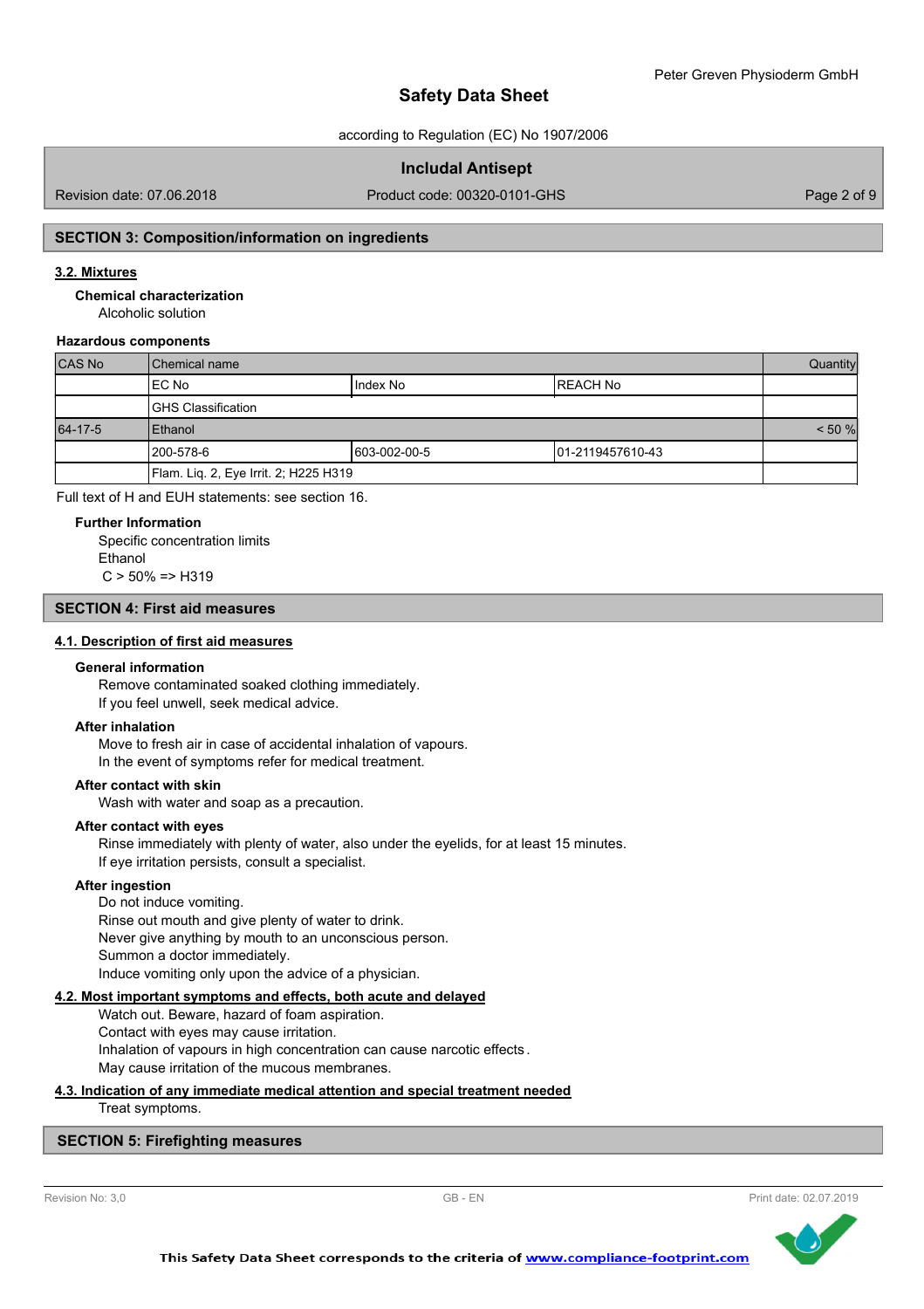## SECTION 3: Composition/information on ingredients

### 3.2. Mixtures

**Chemical characterization**

Alcoholic solution

**Hazardous components**

| CAS No | Chemical name | | | Quantity |
|---|---|---|---|---|
| | EC No | Index No | REACH No | |
| | GHS Classification | | | |
| 64-17-5 | Ethanol | | | < 50 % |
| | 200-578-6 | 603-002-00-5 | 01-2119457610-43 | |
| | Flam. Liq. 2, Eye Irrit. 2; H225 H319 | | | |

Full text of H and EUH statements: see section 16.

**Further Information**

Specific concentration limits
Ethanol
C > 50% => H319

## SECTION 4: First aid measures

### 4.1. Description of first aid measures

**General information**

Remove contaminated soaked clothing immediately.
If you feel unwell, seek medical advice.

**After inhalation**

Move to fresh air in case of accidental inhalation of vapours.
In the event of symptoms refer for medical treatment.

**After contact with skin**

Wash with water and soap as a precaution.

**After contact with eyes**

Rinse immediately with plenty of water, also under the eyelids, for at least 15 minutes.
If eye irritation persists, consult a specialist.

**After ingestion**

Do not induce vomiting.
Rinse out mouth and give plenty of water to drink.
Never give anything by mouth to an unconscious person.
Summon a doctor immediately.
Induce vomiting only upon the advice of a physician.

### 4.2. Most important symptoms and effects, both acute and delayed

Watch out. Beware, hazard of foam aspiration.
Contact with eyes may cause irritation.
Inhalation of vapours in high concentration can cause narcotic effects.
May cause irritation of the mucous membranes.

### 4.3. Indication of any immediate medical attention and special treatment needed

Treat symptoms.

## SECTION 5: Firefighting measures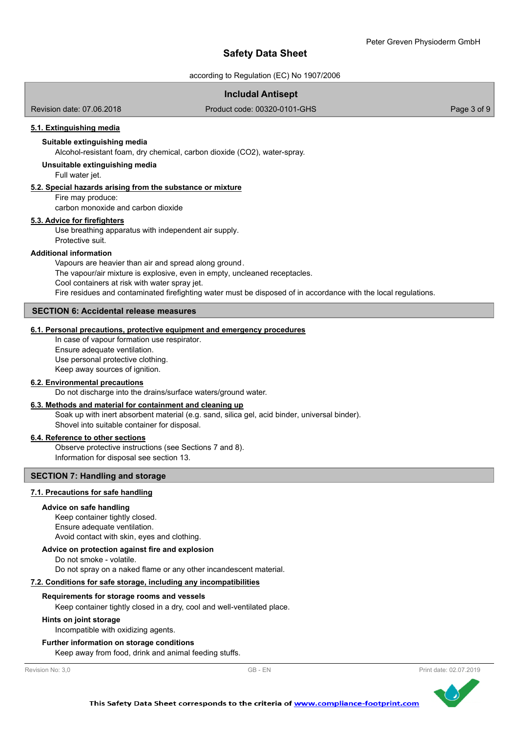### 5.1. Extinguishing media

**Suitable extinguishing media**

Alcohol-resistant foam, dry chemical, carbon dioxide ($CO_2$), water-spray.

**Unsuitable extinguishing media**

Full water jet.

### 5.2. Special hazards arising from the substance or mixture

Fire may produce:
carbon monoxide and carbon dioxide

### 5.3. Advice for firefighters

Use breathing apparatus with independent air supply.
Protective suit.

**Additional information**

Vapours are heavier than air and spread along ground.
The vapour/air mixture is explosive, even in empty, uncleaned receptacles.
Cool containers at risk with water spray jet.
Fire residues and contaminated firefighting water must be disposed of in accordance with the local regulations.

## SECTION 6: Accidental release measures

### 6.1. Personal precautions, protective equipment and emergency procedures

In case of vapour formation use respirator.
Ensure adequate ventilation.
Use personal protective clothing.
Keep away sources of ignition.

### 6.2. Environmental precautions

Do not discharge into the drains/surface waters/ground water.

### 6.3. Methods and material for containment and cleaning up

Soak up with inert absorbent material (e.g. sand, silica gel, acid binder, universal binder).
Shovel into suitable container for disposal.

### 6.4. Reference to other sections

Observe protective instructions (see Sections 7 and 8).
Information for disposal see section 13.

## SECTION 7: Handling and storage

### 7.1. Precautions for safe handling

**Advice on safe handling**

Keep container tightly closed.
Ensure adequate ventilation.
Avoid contact with skin, eyes and clothing.

**Advice on protection against fire and explosion**

Do not smoke - volatile.
Do not spray on a naked flame or any other incandescent material.

### 7.2. Conditions for safe storage, including any incompatibilities

**Requirements for storage rooms and vessels**

Keep container tightly closed in a dry, cool and well-ventilated place.

**Hints on joint storage**

Incompatible with oxidizing agents.

**Further information on storage conditions**

Keep away from food, drink and animal feeding stuffs.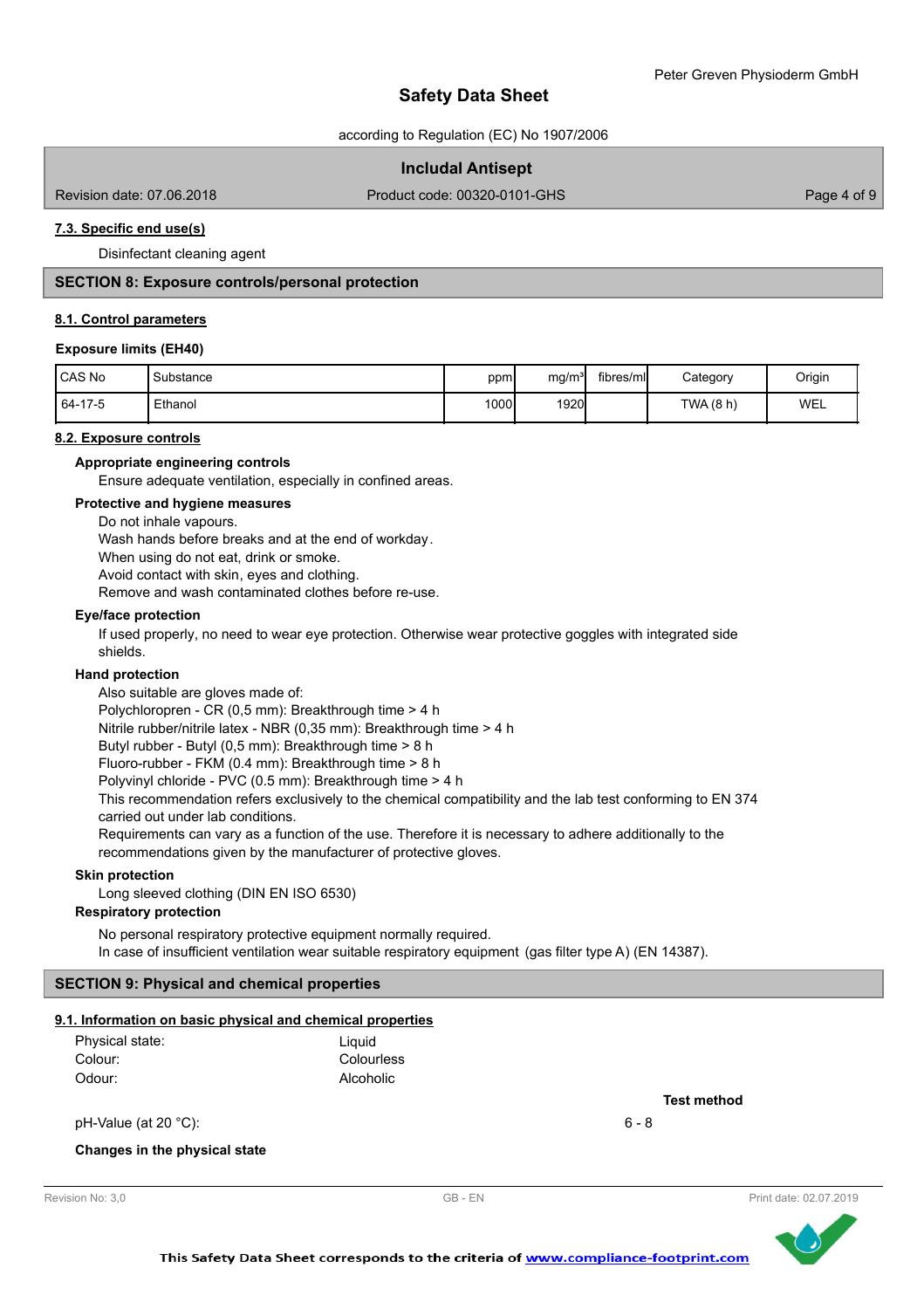## 7.3. Specific end use(s)

Disinfectant cleaning agent

## SECTION 8: Exposure controls/personal protection

### 8.1. Control parameters

**Exposure limits (EH40)**

| CAS No | Substance | ppm | mg/m³ | fibres/ml | Category | Origin |
|---|---|---|---|---|---|---|
| 64-17-5 | Ethanol | 1000 | 1920 | | TWA (8 h) | WEL |

### 8.2. Exposure controls

**Appropriate engineering controls**

Ensure adequate ventilation, especially in confined areas.

**Protective and hygiene measures**

Do not inhale vapours.
Wash hands before breaks and at the end of workday.
When using do not eat, drink or smoke.
Avoid contact with skin, eyes and clothing.
Remove and wash contaminated clothes before re-use.

**Eye/face protection**

If used properly, no need to wear eye protection. Otherwise wear protective goggles with integrated side shields.

**Hand protection**

Also suitable are gloves made of:
Polychloropren - CR (0,5 mm): Breakthrough time > 4 h
Nitrile rubber/nitrile latex - NBR (0,35 mm): Breakthrough time > 4 h
Butyl rubber - Butyl (0,5 mm): Breakthrough time > 8 h
Fluoro-rubber - FKM (0.4 mm): Breakthrough time > 8 h
Polyvinyl chloride - PVC (0.5 mm): Breakthrough time > 4 h
This recommendation refers exclusively to the chemical compatibility and the lab test conforming to EN 374 carried out under lab conditions.
Requirements can vary as a function of the use. Therefore it is necessary to adhere additionally to the recommendations given by the manufacturer of protective gloves.

**Skin protection**

Long sleeved clothing (DIN EN ISO 6530)

**Respiratory protection**

No personal respiratory protective equipment normally required.
In case of insufficient ventilation wear suitable respiratory equipment (gas filter type A) (EN 14387).

## SECTION 9: Physical and chemical properties

### 9.1. Information on basic physical and chemical properties

| | | |
|---|---|---|
| Physical state: | Liquid | |
| Colour: | Colourless | |
| Odour: | Alcoholic | |
| | | **Test method** |
| pH-Value (at 20 °C): | 6 - 8 | |

**Changes in the physical state**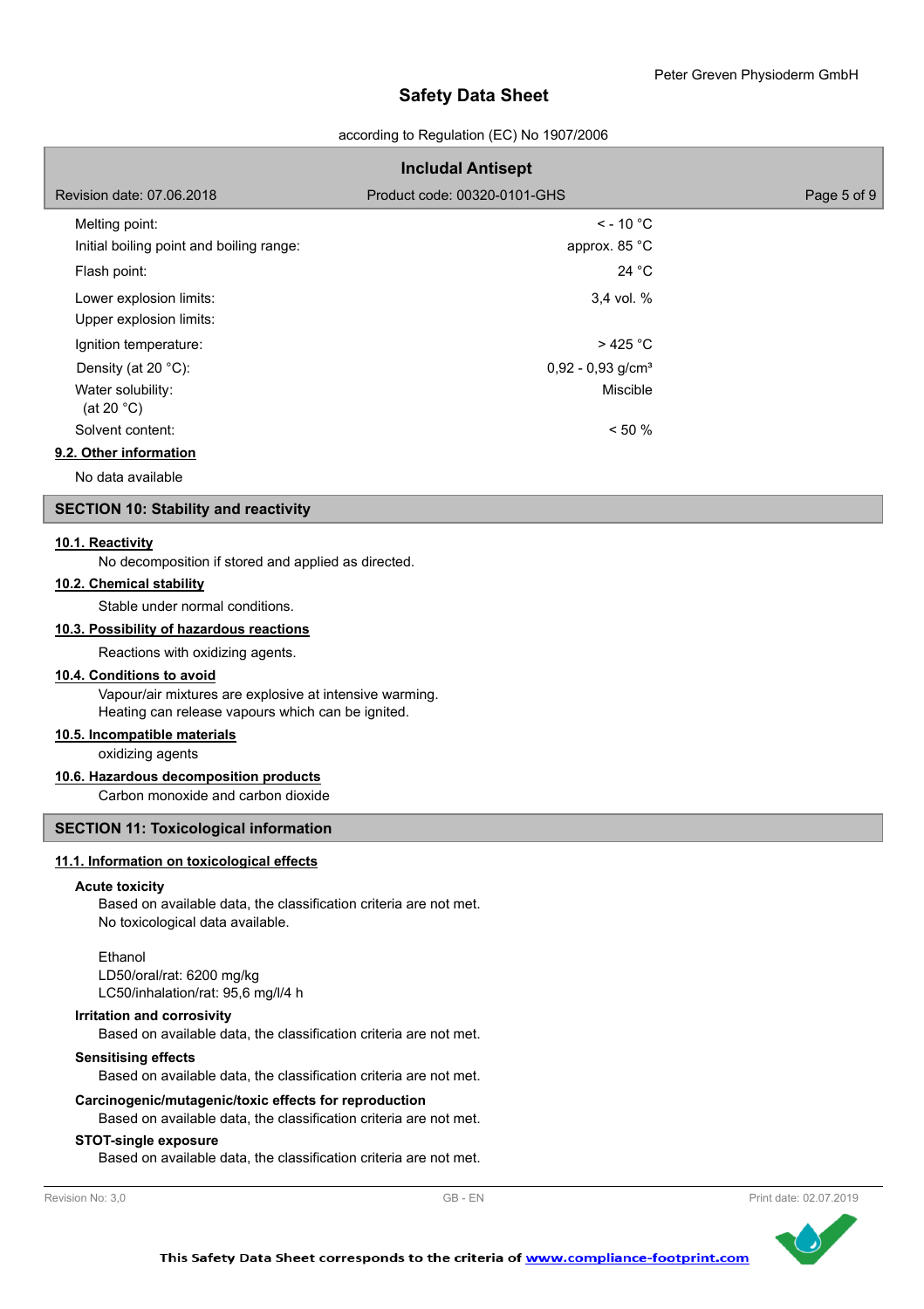| | |
|---|---|
| Melting point: | < - 10 °C |
| Initial boiling point and boiling range: | approx. 85 °C |
| Flash point: | 24 °C |
| Lower explosion limits: | 3,4 vol. % |
| Upper explosion limits: | |
| Ignition temperature: | > 425 °C |
| Density (at 20 °C): | 0,92 - 0,93 g/cm³ |
| Water solubility: (at 20 °C) | Miscible |
| Solvent content: | < 50 % |

**9.2. Other information**

No data available

## SECTION 10: Stability and reactivity

**10.1. Reactivity**

No decomposition if stored and applied as directed.

**10.2. Chemical stability**

Stable under normal conditions.

**10.3. Possibility of hazardous reactions**

Reactions with oxidizing agents.

**10.4. Conditions to avoid**

Vapour/air mixtures are explosive at intensive warming.
Heating can release vapours which can be ignited.

**10.5. Incompatible materials**

oxidizing agents

**10.6. Hazardous decomposition products**

Carbon monoxide and carbon dioxide

## SECTION 11: Toxicological information

**11.1. Information on toxicological effects**

**Acute toxicity**

Based on available data, the classification criteria are not met.
No toxicological data available.

Ethanol
LD50/oral/rat: 6200 mg/kg
LC50/inhalation/rat: 95,6 mg/l/4 h

**Irritation and corrosivity**

Based on available data, the classification criteria are not met.

**Sensitising effects**

Based on available data, the classification criteria are not met.

**Carcinogenic/mutagenic/toxic effects for reproduction**

Based on available data, the classification criteria are not met.

**STOT-single exposure**

Based on available data, the classification criteria are not met.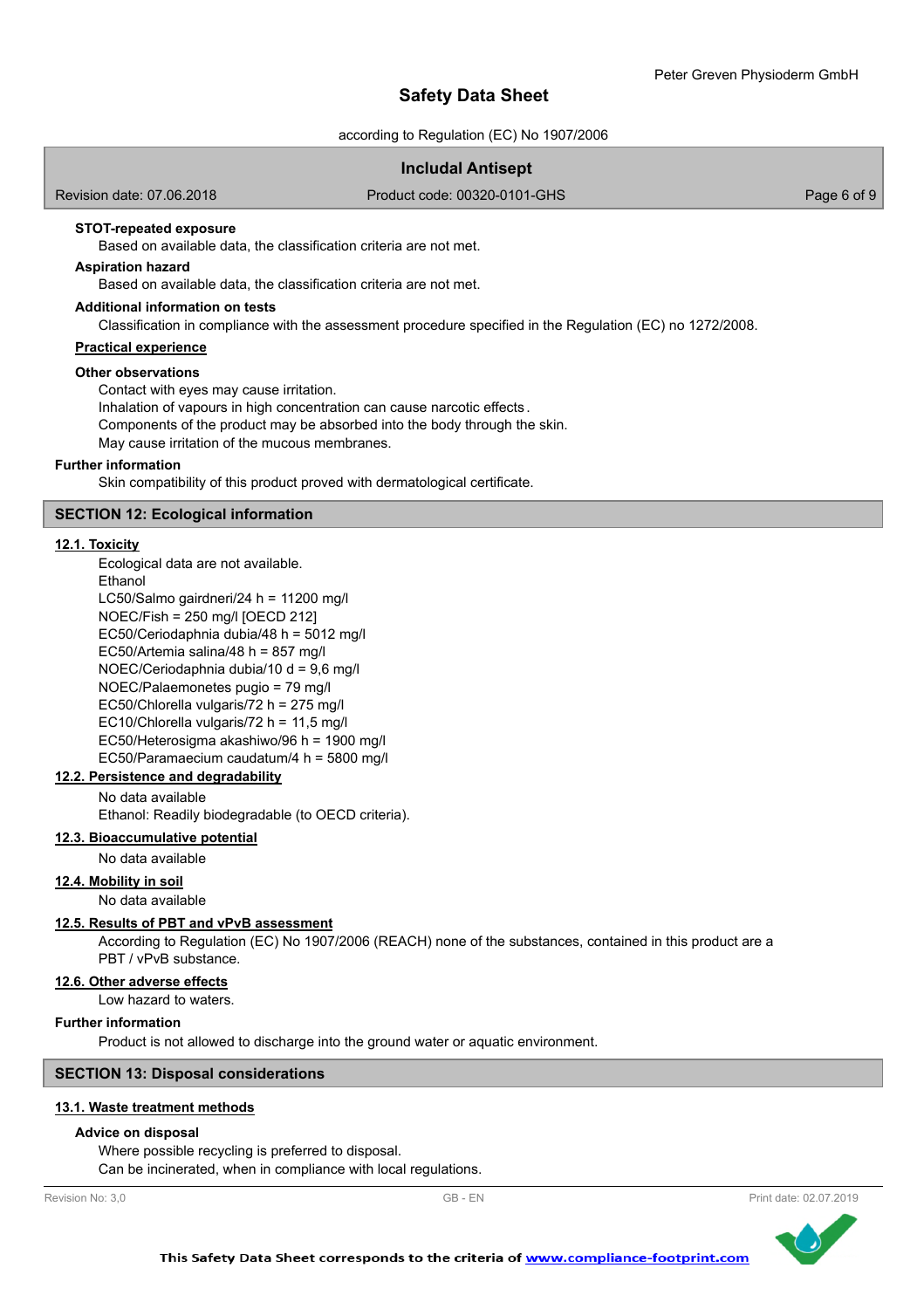**STOT-repeated exposure**

Based on available data, the classification criteria are not met.

**Aspiration hazard**

Based on available data, the classification criteria are not met.

**Additional information on tests**

Classification in compliance with the assessment procedure specified in the Regulation (EC) no 1272/2008.

**Practical experience**

**Other observations**

Contact with eyes may cause irritation.
Inhalation of vapours in high concentration can cause narcotic effects.
Components of the product may be absorbed into the body through the skin.
May cause irritation of the mucous membranes.

**Further information**

Skin compatibility of this product proved with dermatological certificate.

## SECTION 12: Ecological information

### 12.1. Toxicity

Ecological data are not available.
Ethanol
LC50/Salmo gairdneri/24 h = 11200 mg/l
NOEC/Fish = 250 mg/l [OECD 212]
EC50/Ceriodaphnia dubia/48 h = 5012 mg/l
EC50/Artemia salina/48 h = 857 mg/l
NOEC/Ceriodaphnia dubia/10 d = 9,6 mg/l
NOEC/Palaemonetes pugio = 79 mg/l
EC50/Chlorella vulgaris/72 h = 275 mg/l
EC10/Chlorella vulgaris/72 h = 11,5 mg/l
EC50/Heterosigma akashiwo/96 h = 1900 mg/l
EC50/Paramaecium caudatum/4 h = 5800 mg/l

### 12.2. Persistence and degradability

No data available
Ethanol: Readily biodegradable (to OECD criteria).

### 12.3. Bioaccumulative potential

No data available

### 12.4. Mobility in soil

No data available

### 12.5. Results of PBT and vPvB assessment

According to Regulation (EC) No 1907/2006 (REACH) none of the substances, contained in this product are a PBT / vPvB substance.

### 12.6. Other adverse effects

Low hazard to waters.

**Further information**

Product is not allowed to discharge into the ground water or aquatic environment.

## SECTION 13: Disposal considerations

### 13.1. Waste treatment methods

**Advice on disposal**

Where possible recycling is preferred to disposal.
Can be incinerated, when in compliance with local regulations.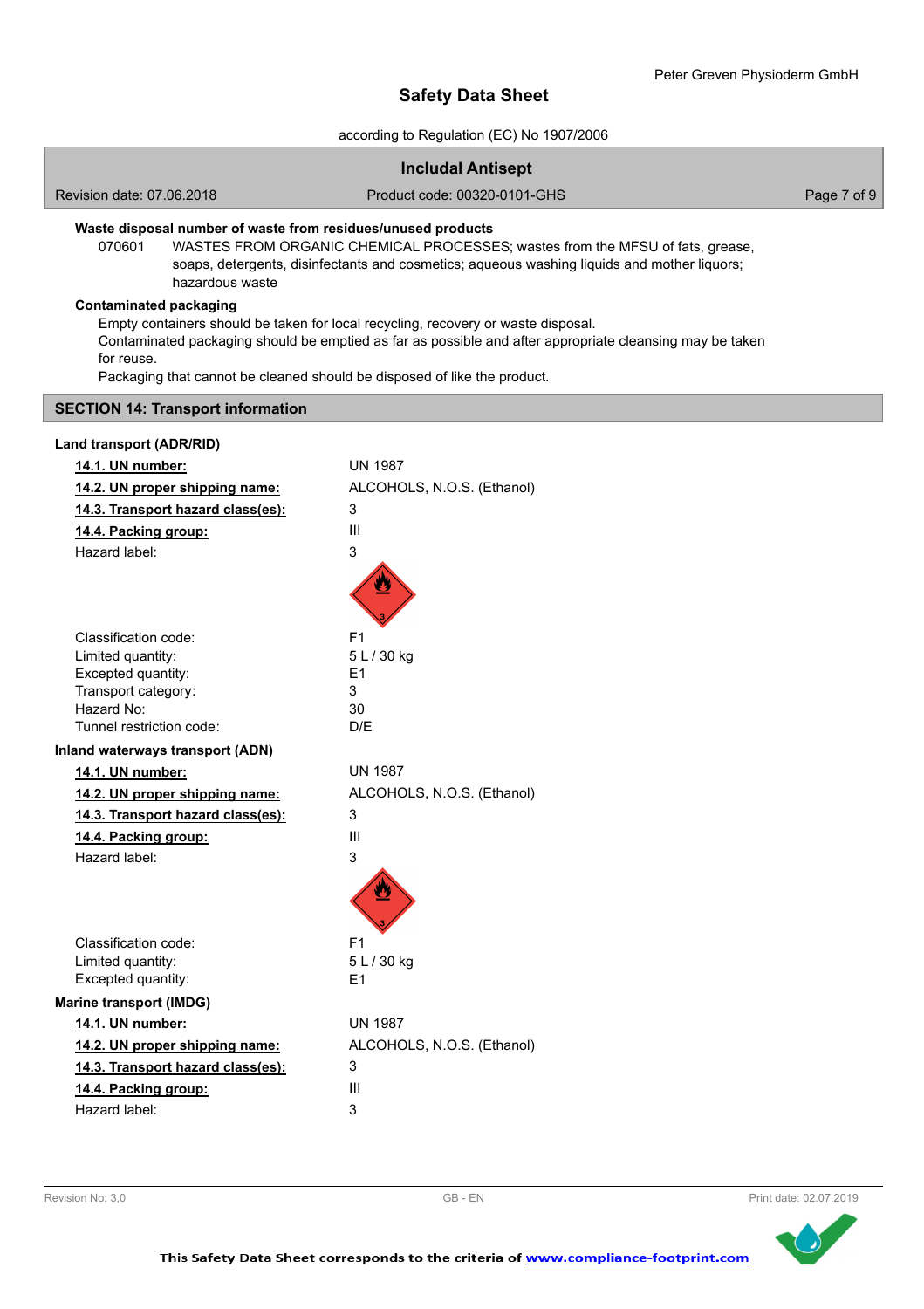**Waste disposal number of waste from residues/unused products**

070601 WASTES FROM ORGANIC CHEMICAL PROCESSES; wastes from the MFSU of fats, grease, soaps, detergents, disinfectants and cosmetics; aqueous washing liquids and mother liquors; hazardous waste

**Contaminated packaging**

Empty containers should be taken for local recycling, recovery or waste disposal.
Contaminated packaging should be emptied as far as possible and after appropriate cleansing may be taken for reuse.
Packaging that cannot be cleaned should be disposed of like the product.

## SECTION 14: Transport information

**Land transport (ADR/RID)**

| | |
|---|---|
| **14.1. UN number:** | UN 1987 |
| **14.2. UN proper shipping name:** | ALCOHOLS, N.O.S. (Ethanol) |
| **14.3. Transport hazard class(es):** | 3 |
| **14.4. Packing group:** | III |
| Hazard label: | 3 |
| Classification code: | F1 |
| Limited quantity: | 5 L / 30 kg |
| Excepted quantity: | E1 |
| Transport category: | 3 |
| Hazard No: | 30 |
| Tunnel restriction code: | D/E |

**Inland waterways transport (ADN)**

| | |
|---|---|
| **14.1. UN number:** | UN 1987 |
| **14.2. UN proper shipping name:** | ALCOHOLS, N.O.S. (Ethanol) |
| **14.3. Transport hazard class(es):** | 3 |
| **14.4. Packing group:** | III |
| Hazard label: | 3 |
| Classification code: | F1 |
| Limited quantity: | 5 L / 30 kg |
| Excepted quantity: | E1 |

**Marine transport (IMDG)**

| | |
|---|---|
| **14.1. UN number:** | UN 1987 |
| **14.2. UN proper shipping name:** | ALCOHOLS, N.O.S. (Ethanol) |
| **14.3. Transport hazard class(es):** | 3 |
| **14.4. Packing group:** | III |
| Hazard label: | 3 |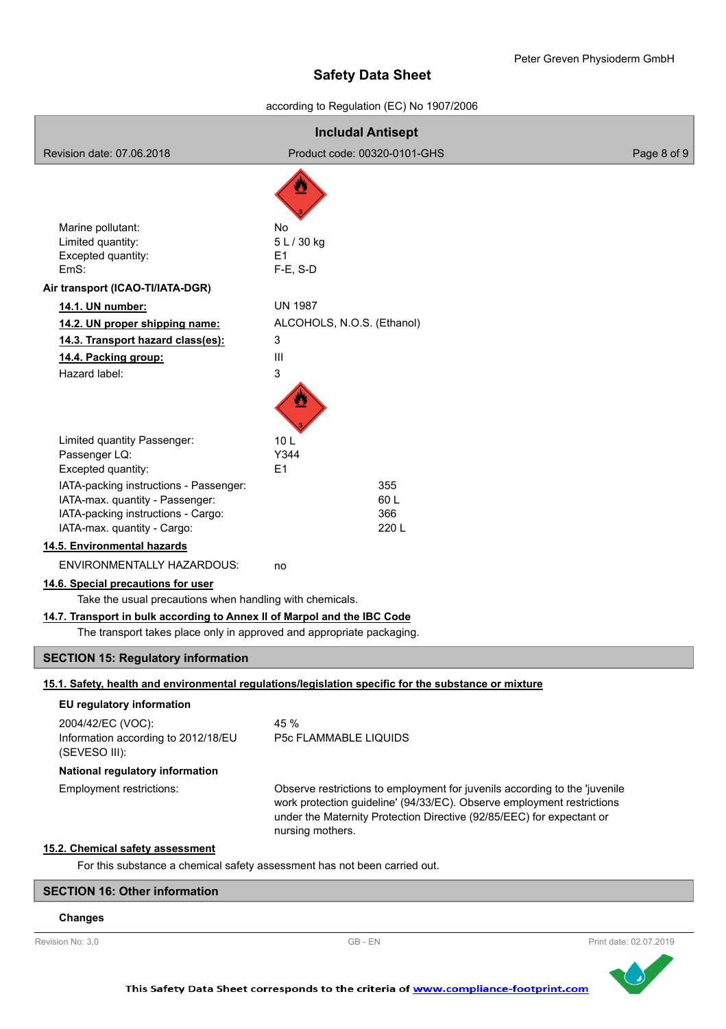Marine pollutant: No
Limited quantity: 5 L / 30 kg
Excepted quantity: E1
EmS: F-E, S-D

**Air transport (ICAO-TI/IATA-DGR)**

**14.1. UN number:** UN 1987

**14.2. UN proper shipping name:** ALCOHOLS, N.O.S. (Ethanol)

**14.3. Transport hazard class(es):** 3

**14.4. Packing group:** III

Hazard label: 3

Limited quantity Passenger: 10 L
Passenger LQ: Y344
Excepted quantity: E1

IATA-packing instructions - Passenger: 355
IATA-max. quantity - Passenger: 60 L
IATA-packing instructions - Cargo: 366
IATA-max. quantity - Cargo: 220 L

**14.5. Environmental hazards**

ENVIRONMENTALLY HAZARDOUS: no

**14.6. Special precautions for user**

Take the usual precautions when handling with chemicals.

**14.7. Transport in bulk according to Annex II of Marpol and the IBC Code**

The transport takes place only in approved and appropriate packaging.

## SECTION 15: Regulatory information

**15.1. Safety, health and environmental regulations/legislation specific for the substance or mixture**

**EU regulatory information**

2004/42/EC (VOC): 45 %
Information according to 2012/18/EU (SEVESO III): P5c FLAMMABLE LIQUIDS

**National regulatory information**

Employment restrictions: Observe restrictions to employment for juvenils according to the 'juvenile work protection guideline' (94/33/EC). Observe employment restrictions under the Maternity Protection Directive (92/85/EEC) for expectant or nursing mothers.

**15.2. Chemical safety assessment**

For this substance a chemical safety assessment has not been carried out.

## SECTION 16: Other information

**Changes**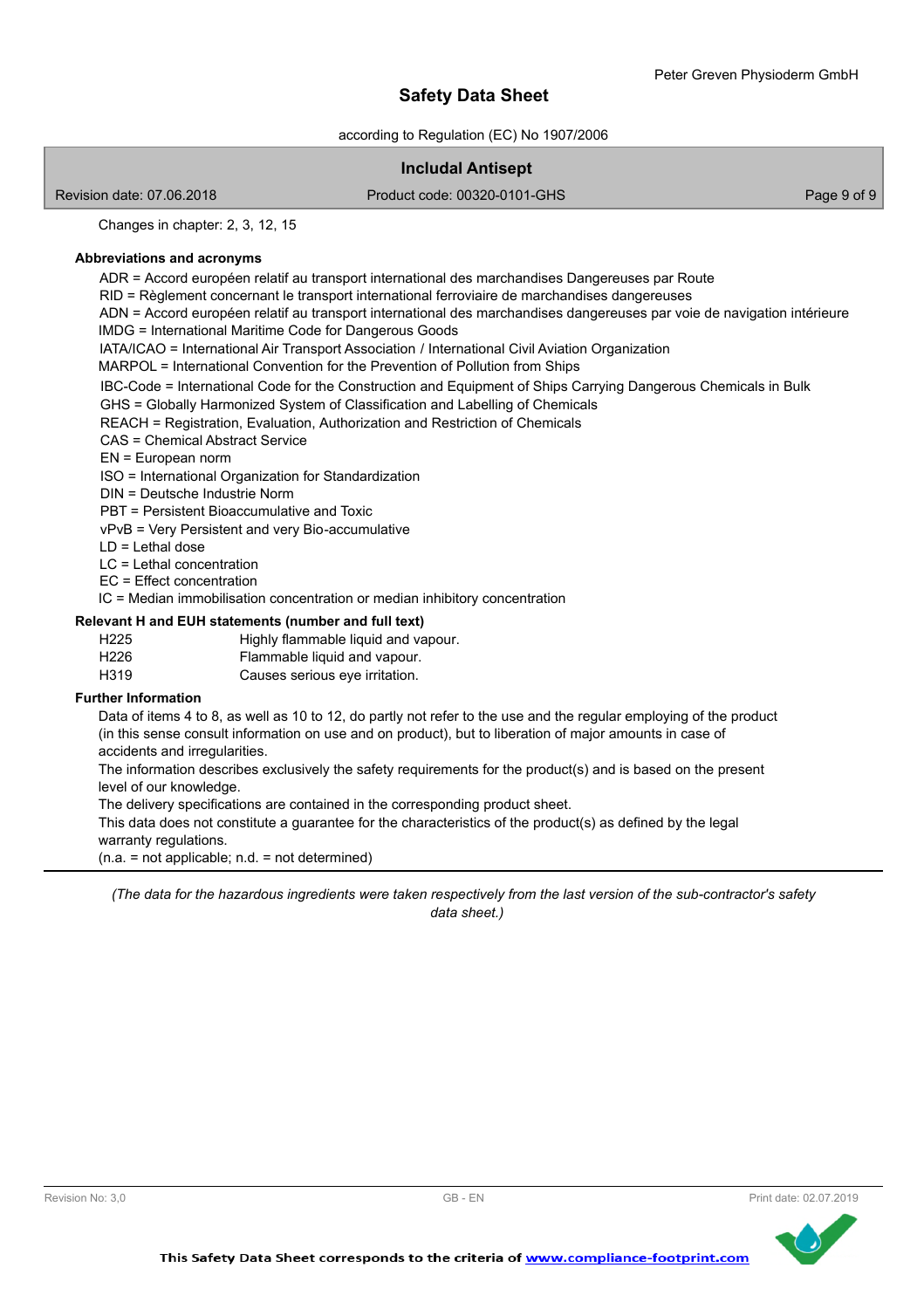Changes in chapter: 2, 3, 12, 15

**Abbreviations and acronyms**

ADR = Accord européen relatif au transport international des marchandises Dangereuses par Route
RID = Règlement concernant le transport international ferroviaire de marchandises dangereuses
ADN = Accord européen relatif au transport international des marchandises dangereuses par voie de navigation intérieure
IMDG = International Maritime Code for Dangerous Goods
IATA/ICAO = International Air Transport Association / International Civil Aviation Organization
MARPOL = International Convention for the Prevention of Pollution from Ships
IBC-Code = International Code for the Construction and Equipment of Ships Carrying Dangerous Chemicals in Bulk
GHS = Globally Harmonized System of Classification and Labelling of Chemicals
REACH = Registration, Evaluation, Authorization and Restriction of Chemicals
CAS = Chemical Abstract Service
EN = European norm
ISO = International Organization for Standardization
DIN = Deutsche Industrie Norm
PBT = Persistent Bioaccumulative and Toxic
vPvB = Very Persistent and very Bio-accumulative
LD = Lethal dose
LC = Lethal concentration
EC = Effect concentration
IC = Median immobilisation concentration or median inhibitory concentration

**Relevant H and EUH statements (number and full text)**

| | |
|---|---|
| H225 | Highly flammable liquid and vapour. |
| H226 | Flammable liquid and vapour. |
| H319 | Causes serious eye irritation. |

**Further Information**

Data of items 4 to 8, as well as 10 to 12, do partly not refer to the use and the regular employing of the product (in this sense consult information on use and on product), but to liberation of major amounts in case of accidents and irregularities.
The information describes exclusively the safety requirements for the product(s) and is based on the present level of our knowledge.
The delivery specifications are contained in the corresponding product sheet.
This data does not constitute a guarantee for the characteristics of the product(s) as defined by the legal warranty regulations.
(n.a. = not applicable; n.d. = not determined)

*(The data for the hazardous ingredients were taken respectively from the last version of the sub-contractor's safety data sheet.)*

**This Safety Data Sheet corresponds to the criteria of www.compliance-footprint.com**